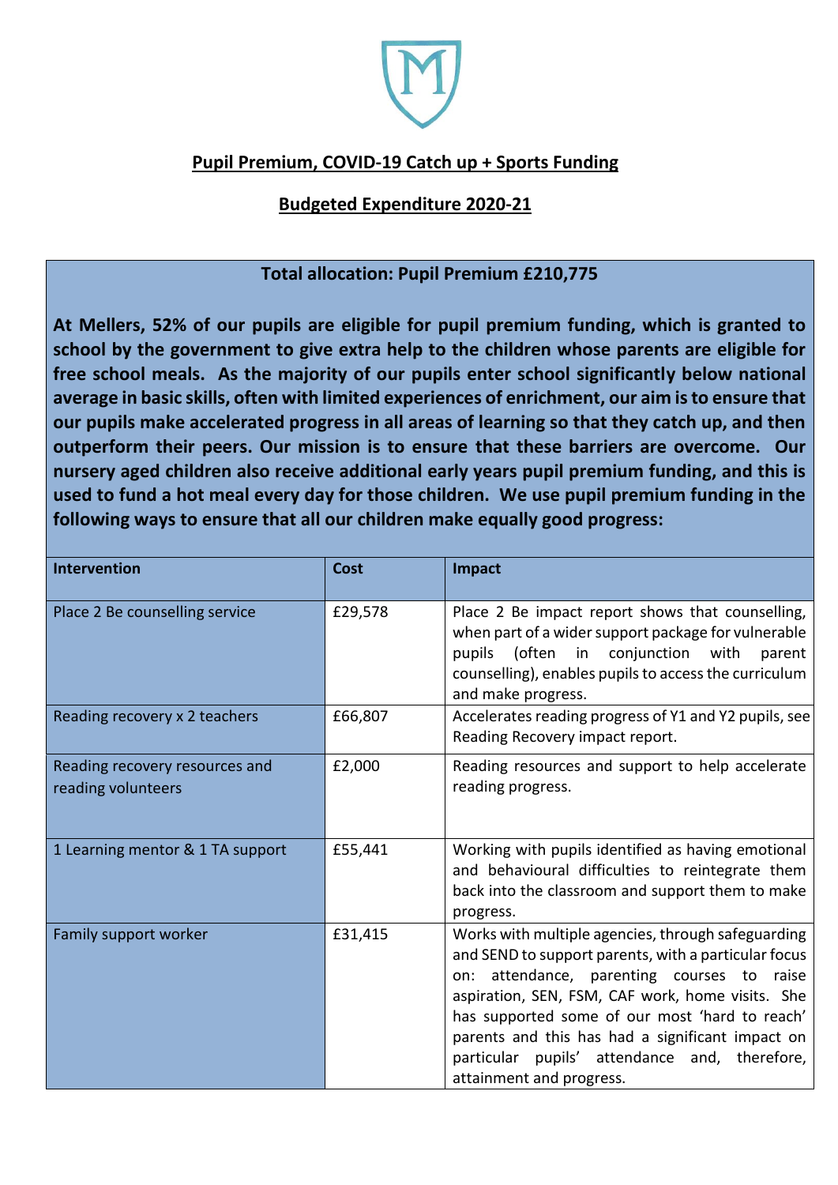## Pupil Premium, COVID-19 Catch up + Sports Funding

## Budgeted Expenditure 2020-21

**Total allocation: Pupil Premium £210,775**

**At Mellers, 52% of our pupils are eligible for pupil premium funding, which is granted to school by the government to give extra help to the children whose parents are eligible for free school meals. As the majority of our pupils enter school significantly below national average in basic skills, often with limited experiences of enrichment, our aim is to ensure that our pupils make accelerated progress in all areas of learning so that they catch up, and then outperform their peers. Our mission is to ensure that these barriers are overcome. Our nursery aged children also receive additional early years pupil premium funding, and this is used to fund a hot meal every day for those children. We use pupil premium funding in the following ways to ensure that all our children make equally good progress:**

| Intervention | Cost | Impact |
|---|---|---|
| Place 2 Be counselling service | £29,578 | Place 2 Be impact report shows that counselling, when part of a wider support package for vulnerable pupils (often in conjunction with parent counselling), enables pupils to access the curriculum and make progress. |
| Reading recovery x 2 teachers | £66,807 | Accelerates reading progress of Y1 and Y2 pupils, see Reading Recovery impact report. |
| Reading recovery resources and reading volunteers | £2,000 | Reading resources and support to help accelerate reading progress. |
| 1 Learning mentor & 1 TA support | £55,441 | Working with pupils identified as having emotional and behavioural difficulties to reintegrate them back into the classroom and support them to make progress. |
| Family support worker | £31,415 | Works with multiple agencies, through safeguarding and SEND to support parents, with a particular focus on: attendance, parenting courses to raise aspiration, SEN, FSM, CAF work, home visits. She has supported some of our most 'hard to reach' parents and this has had a significant impact on particular pupils' attendance and, therefore, attainment and progress. |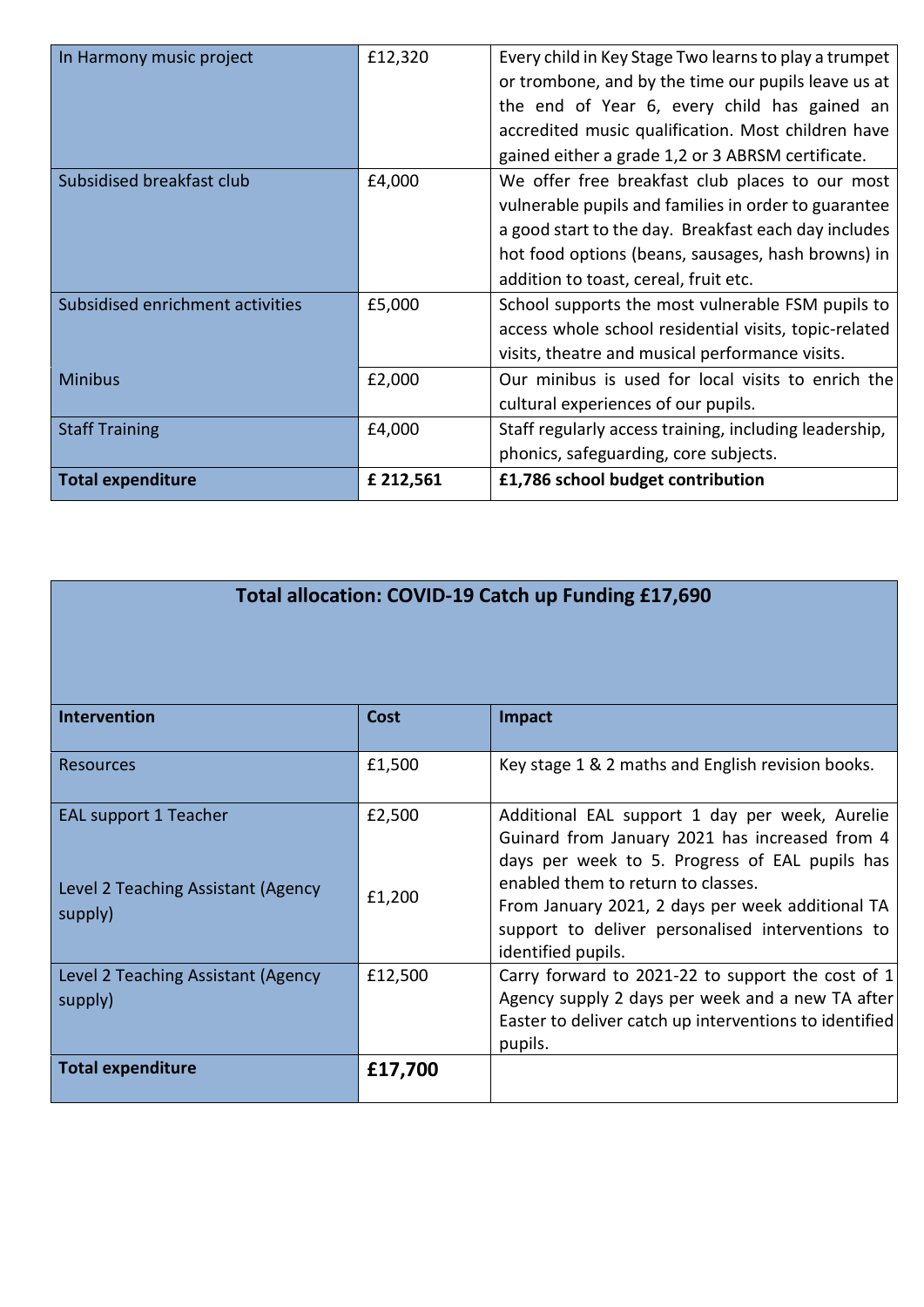| In Harmony music project | £12,320 | Every child in Key Stage Two learns to play a trumpet or trombone, and by the time our pupils leave us at the end of Year 6, every child has gained an accredited music qualification. Most children have gained either a grade 1,2 or 3 ABRSM certificate. |
|---|---|---|
| Subsidised breakfast club | £4,000 | We offer free breakfast club places to our most vulnerable pupils and families in order to guarantee a good start to the day. Breakfast each day includes hot food options (beans, sausages, hash browns) in addition to toast, cereal, fruit etc. |
| Subsidised enrichment activities | £5,000 | School supports the most vulnerable FSM pupils to access whole school residential visits, topic-related visits, theatre and musical performance visits. |
| Minibus | £2,000 | Our minibus is used for local visits to enrich the cultural experiences of our pupils. |
| Staff Training | £4,000 | Staff regularly access training, including leadership, phonics, safeguarding, core subjects. |
| **Total expenditure** | **£ 212,561** | **£1,786 school budget contribution** |

| **Total allocation: COVID-19 Catch up Funding £17,690** | | |
|---|---|---|
| **Intervention** | **Cost** | **Impact** |
| Resources | £1,500 | Key stage 1 & 2 maths and English revision books. |
| EAL support 1 Teacher<br><br>Level 2 Teaching Assistant (Agency supply) | £2,500<br><br>£1,200 | Additional EAL support 1 day per week, Aurelie Guinard from January 2021 has increased from 4 days per week to 5. Progress of EAL pupils has enabled them to return to classes.<br>From January 2021, 2 days per week additional TA support to deliver personalised interventions to identified pupils. |
| Level 2 Teaching Assistant (Agency supply) | £12,500 | Carry forward to 2021-22 to support the cost of 1 Agency supply 2 days per week and a new TA after Easter to deliver catch up interventions to identified pupils. |
| **Total expenditure** | **£17,700** | |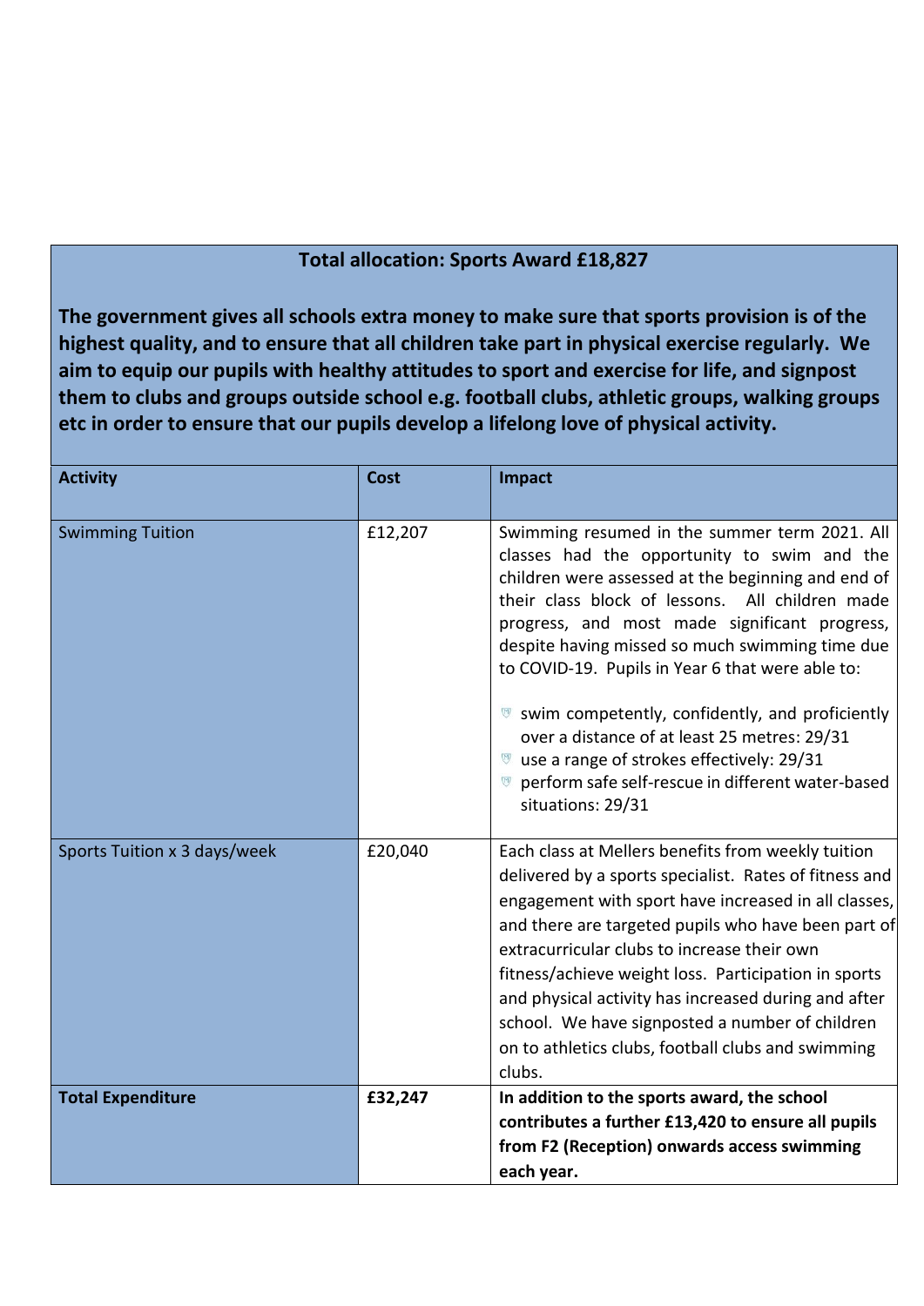**Total allocation: Sports Award £18,827**

**The government gives all schools extra money to make sure that sports provision is of the highest quality, and to ensure that all children take part in physical exercise regularly. We aim to equip our pupils with healthy attitudes to sport and exercise for life, and signpost them to clubs and groups outside school e.g. football clubs, athletic groups, walking groups etc in order to ensure that our pupils develop a lifelong love of physical activity.**

| **Activity** | **Cost** | **Impact** |
|---|---|---|
| Swimming Tuition | £12,207 | Swimming resumed in the summer term 2021. All classes had the opportunity to swim and the children were assessed at the beginning and end of their class block of lessons. All children made progress, and most made significant progress, despite having missed so much swimming time due to COVID-19. Pupils in Year 6 that were able to:<br>• swim competently, confidently, and proficiently over a distance of at least 25 metres: 29/31<br>• use a range of strokes effectively: 29/31<br>• perform safe self-rescue in different water-based situations: 29/31 |
| Sports Tuition x 3 days/week | £20,040 | Each class at Mellers benefits from weekly tuition delivered by a sports specialist. Rates of fitness and engagement with sport have increased in all classes, and there are targeted pupils who have been part of extracurricular clubs to increase their own fitness/achieve weight loss. Participation in sports and physical activity has increased during and after school. We have signposted a number of children on to athletics clubs, football clubs and swimming clubs. |
| **Total Expenditure** | **£32,247** | **In addition to the sports award, the school contributes a further £13,420 to ensure all pupils from F2 (Reception) onwards access swimming each year.** |